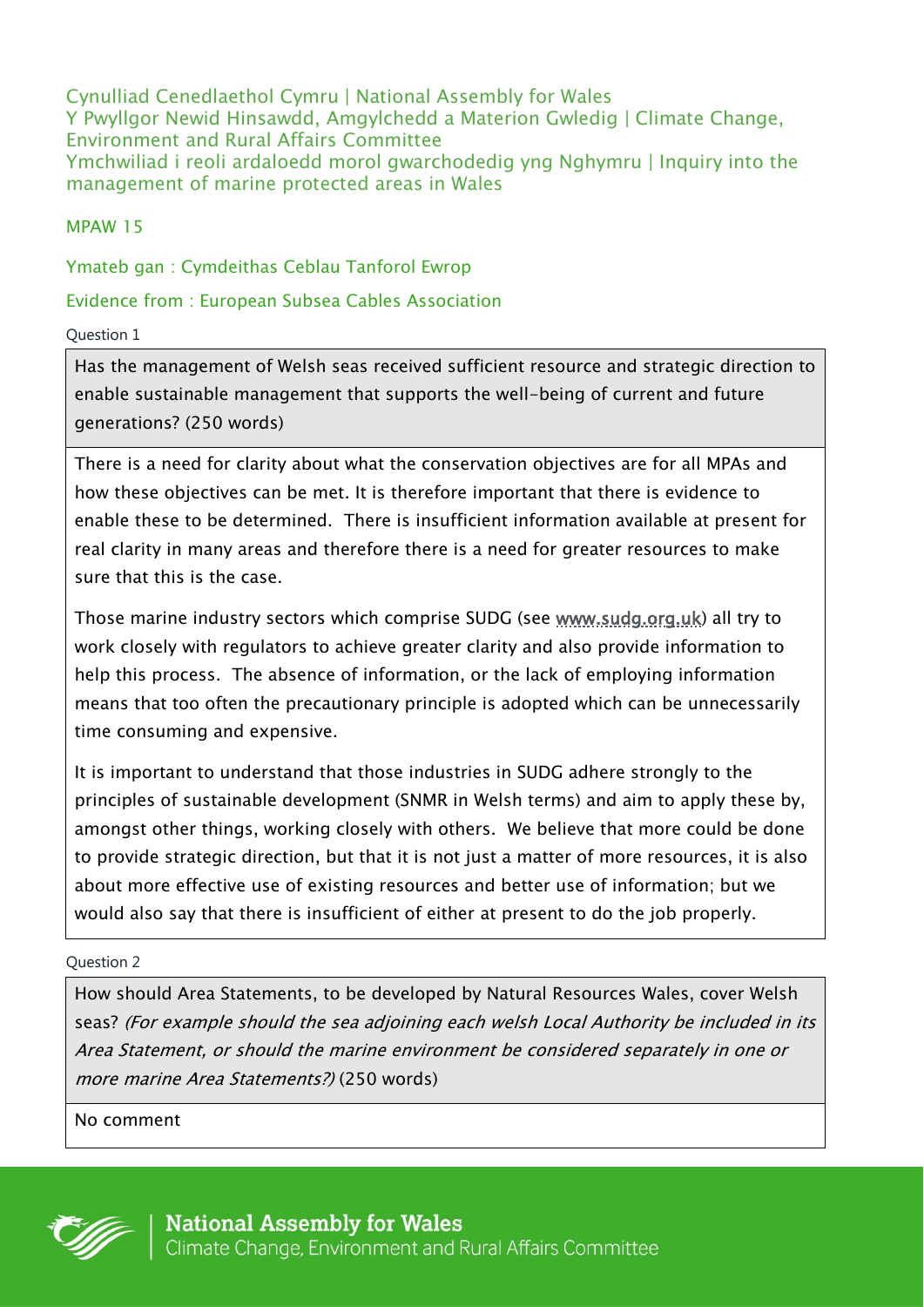Cynulliad Cenedlaethol Cymru | National Assembly for Wales
Y Pwyllgor Newid Hinsawdd, Amgylchedd a Materion Gwledig | Climate Change, Environment and Rural Affairs Committee
Ymchwiliad i reoli ardaloedd morol gwarchodedig yng Nghymru | Inquiry into the management of marine protected areas in Wales

MPAW 15

Ymateb gan : Cymdeithas Ceblau Tanforol Ewrop

Evidence from : European Subsea Cables Association

Question 1

Has the management of Welsh seas received sufficient resource and strategic direction to enable sustainable management that supports the well-being of current and future generations? (250 words)

There is a need for clarity about what the conservation objectives are for all MPAs and how these objectives can be met. It is therefore important that there is evidence to enable these to be determined. There is insufficient information available at present for real clarity in many areas and therefore there is a need for greater resources to make sure that this is the case.

Those marine industry sectors which comprise SUDG (see www.sudg.org.uk) all try to work closely with regulators to achieve greater clarity and also provide information to help this process. The absence of information, or the lack of employing information means that too often the precautionary principle is adopted which can be unnecessarily time consuming and expensive.

It is important to understand that those industries in SUDG adhere strongly to the principles of sustainable development (SNMR in Welsh terms) and aim to apply these by, amongst other things, working closely with others. We believe that more could be done to provide strategic direction, but that it is not just a matter of more resources, it is also about more effective use of existing resources and better use of information; but we would also say that there is insufficient of either at present to do the job properly.

Question 2

How should Area Statements, to be developed by Natural Resources Wales, cover Welsh seas? *(For example should the sea adjoining each welsh Local Authority be included in its Area Statement, or should the marine environment be considered separately in one or more marine Area Statements?)* (250 words)

No comment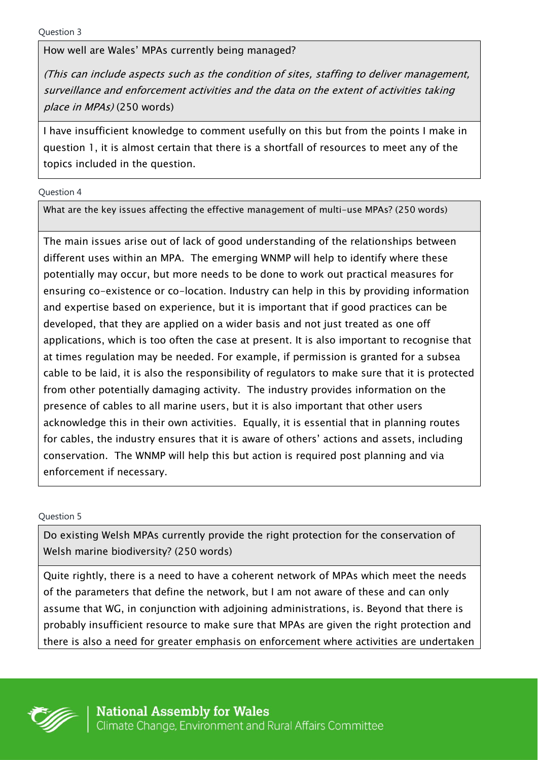Question 3

**How well are Wales' MPAs currently being managed?**

*(This can include aspects such as the condition of sites, staffing to deliver management, surveillance and enforcement activities and the data on the extent of activities taking place in MPAs)* (250 words)

I have insufficient knowledge to comment usefully on this but from the points I make in question 1, it is almost certain that there is a shortfall of resources to meet any of the topics included in the question.

Question 4

**What are the key issues affecting the effective management of multi-use MPAs? (250 words)**

The main issues arise out of lack of good understanding of the relationships between different uses within an MPA. The emerging WNMP will help to identify where these potentially may occur, but more needs to be done to work out practical measures for ensuring co-existence or co-location. Industry can help in this by providing information and expertise based on experience, but it is important that if good practices can be developed, that they are applied on a wider basis and not just treated as one off applications, which is too often the case at present. It is also important to recognise that at times regulation may be needed. For example, if permission is granted for a subsea cable to be laid, it is also the responsibility of regulators to make sure that it is protected from other potentially damaging activity. The industry provides information on the presence of cables to all marine users, but it is also important that other users acknowledge this in their own activities. Equally, it is essential that in planning routes for cables, the industry ensures that it is aware of others' actions and assets, including conservation. The WNMP will help this but action is required post planning and via enforcement if necessary.

Question 5

**Do existing Welsh MPAs currently provide the right protection for the conservation of Welsh marine biodiversity? (250 words)**

Quite rightly, there is a need to have a coherent network of MPAs which meet the needs of the parameters that define the network, but I am not aware of these and can only assume that WG, in conjunction with adjoining administrations, is. Beyond that there is probably insufficient resource to make sure that MPAs are given the right protection and there is also a need for greater emphasis on enforcement where activities are undertaken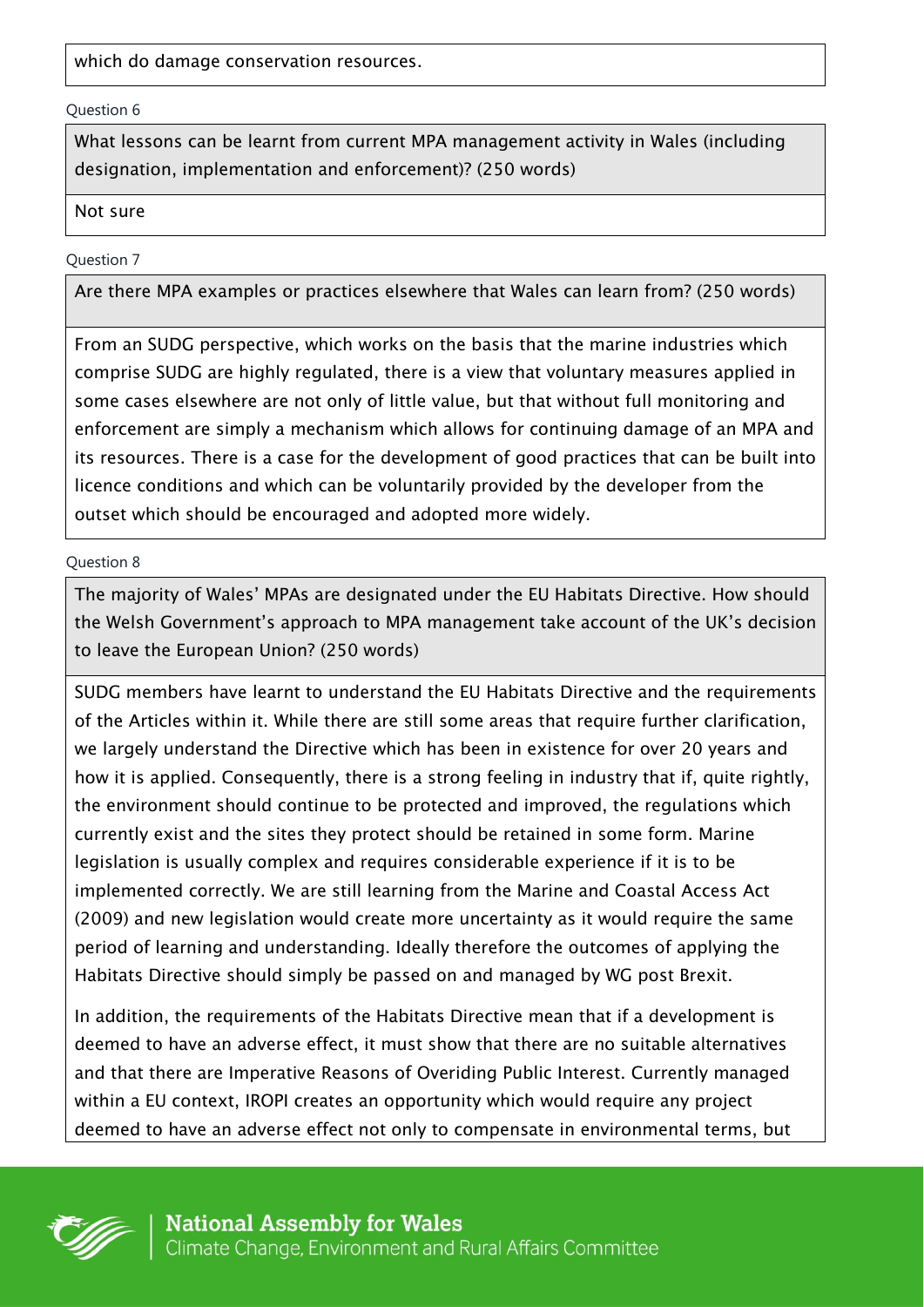which do damage conservation resources.

Question 6

**What lessons can be learnt from current MPA management activity in Wales (including designation, implementation and enforcement)? (250 words)**

Not sure

Question 7

**Are there MPA examples or practices elsewhere that Wales can learn from? (250 words)**

From an SUDG perspective, which works on the basis that the marine industries which comprise SUDG are highly regulated, there is a view that voluntary measures applied in some cases elsewhere are not only of little value, but that without full monitoring and enforcement are simply a mechanism which allows for continuing damage of an MPA and its resources. There is a case for the development of good practices that can be built into licence conditions and which can be voluntarily provided by the developer from the outset which should be encouraged and adopted more widely.

Question 8

**The majority of Wales' MPAs are designated under the EU Habitats Directive. How should the Welsh Government's approach to MPA management take account of the UK's decision to leave the European Union? (250 words)**

SUDG members have learnt to understand the EU Habitats Directive and the requirements of the Articles within it. While there are still some areas that require further clarification, we largely understand the Directive which has been in existence for over 20 years and how it is applied. Consequently, there is a strong feeling in industry that if, quite rightly, the environment should continue to be protected and improved, the regulations which currently exist and the sites they protect should be retained in some form. Marine legislation is usually complex and requires considerable experience if it is to be implemented correctly. We are still learning from the Marine and Coastal Access Act (2009) and new legislation would create more uncertainty as it would require the same period of learning and understanding. Ideally therefore the outcomes of applying the Habitats Directive should simply be passed on and managed by WG post Brexit.

In addition, the requirements of the Habitats Directive mean that if a development is deemed to have an adverse effect, it must show that there are no suitable alternatives and that there are Imperative Reasons of Overiding Public Interest. Currently managed within a EU context, IROPI creates an opportunity which would require any project deemed to have an adverse effect not only to compensate in environmental terms, but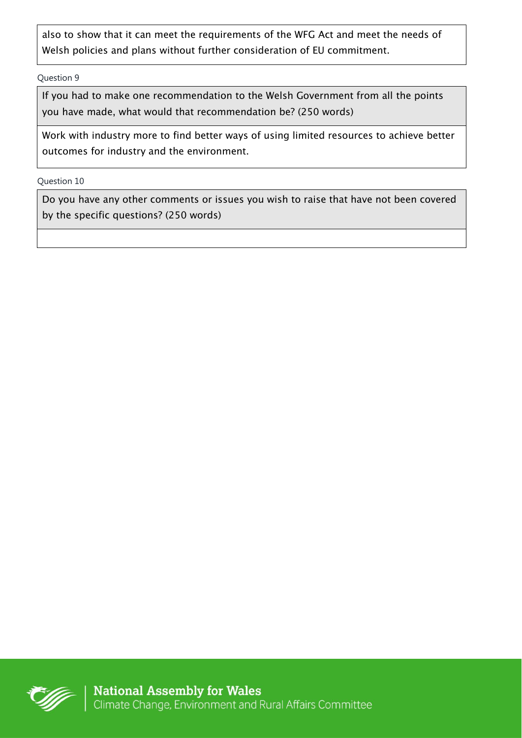also to show that it can meet the requirements of the WFG Act and meet the needs of Welsh policies and plans without further consideration of EU commitment.

Question 9

**If you had to make one recommendation to the Welsh Government from all the points you have made, what would that recommendation be? (250 words)**

Work with industry more to find better ways of using limited resources to achieve better outcomes for industry and the environment.

Question 10

**Do you have any other comments or issues you wish to raise that have not been covered by the specific questions? (250 words)**